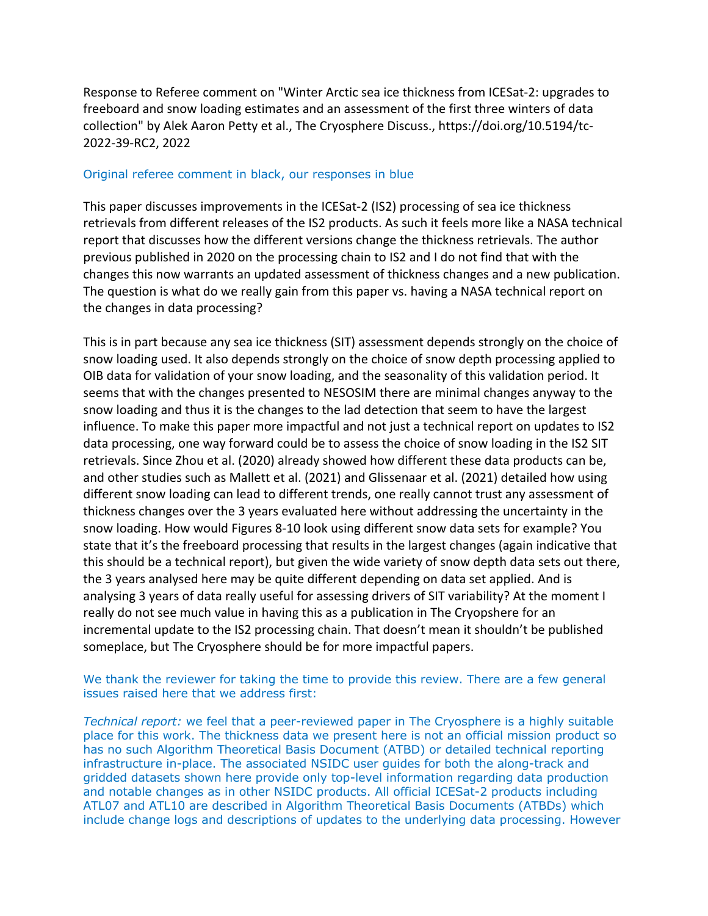Response to Referee comment on "Winter Arctic sea ice thickness from ICESat-2: upgrades to freeboard and snow loading estimates and an assessment of the first three winters of data collection" by Alek Aaron Petty et al., The Cryosphere Discuss., https://doi.org/10.5194/tc-2022-39-RC2, 2022

Original referee comment in black, our responses in blue

This paper discusses improvements in the ICESat-2 (IS2) processing of sea ice thickness retrievals from different releases of the IS2 products. As such it feels more like a NASA technical report that discusses how the different versions change the thickness retrievals. The author previous published in 2020 on the processing chain to IS2 and I do not find that with the changes this now warrants an updated assessment of thickness changes and a new publication. The question is what do we really gain from this paper vs. having a NASA technical report on the changes in data processing?

This is in part because any sea ice thickness (SIT) assessment depends strongly on the choice of snow loading used. It also depends strongly on the choice of snow depth processing applied to OIB data for validation of your snow loading, and the seasonality of this validation period. It seems that with the changes presented to NESOSIM there are minimal changes anyway to the snow loading and thus it is the changes to the lad detection that seem to have the largest influence. To make this paper more impactful and not just a technical report on updates to IS2 data processing, one way forward could be to assess the choice of snow loading in the IS2 SIT retrievals. Since Zhou et al. (2020) already showed how different these data products can be, and other studies such as Mallett et al. (2021) and Glissenaar et al. (2021) detailed how using different snow loading can lead to different trends, one really cannot trust any assessment of thickness changes over the 3 years evaluated here without addressing the uncertainty in the snow loading. How would Figures 8-10 look using different snow data sets for example? You state that it's the freeboard processing that results in the largest changes (again indicative that this should be a technical report), but given the wide variety of snow depth data sets out there, the 3 years analysed here may be quite different depending on data set applied. And is analysing 3 years of data really useful for assessing drivers of SIT variability? At the moment I really do not see much value in having this as a publication in The Cryopshere for an incremental update to the IS2 processing chain. That doesn't mean it shouldn't be published someplace, but The Cryosphere should be for more impactful papers.

We thank the reviewer for taking the time to provide this review. There are a few general issues raised here that we address first:

*Technical report:* we feel that a peer-reviewed paper in The Cryosphere is a highly suitable place for this work. The thickness data we present here is not an official mission product so has no such Algorithm Theoretical Basis Document (ATBD) or detailed technical reporting infrastructure in-place. The associated NSIDC user guides for both the along-track and gridded datasets shown here provide only top-level information regarding data production and notable changes as in other NSIDC products. All official ICESat-2 products including ATL07 and ATL10 are described in Algorithm Theoretical Basis Documents (ATBDs) which include change logs and descriptions of updates to the underlying data processing. However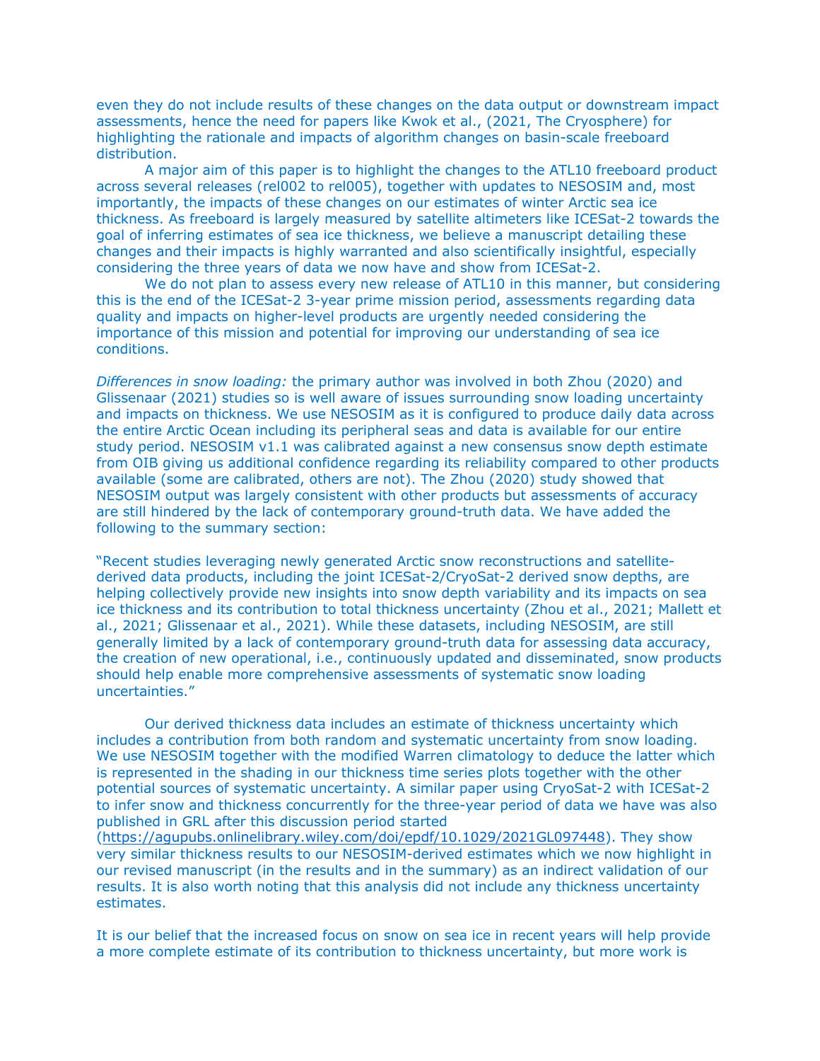even they do not include results of these changes on the data output or downstream impact assessments, hence the need for papers like Kwok et al., (2021, The Cryosphere) for highlighting the rationale and impacts of algorithm changes on basin-scale freeboard distribution.

A major aim of this paper is to highlight the changes to the ATL10 freeboard product across several releases (rel002 to rel005), together with updates to NESOSIM and, most importantly, the impacts of these changes on our estimates of winter Arctic sea ice thickness. As freeboard is largely measured by satellite altimeters like ICESat-2 towards the goal of inferring estimates of sea ice thickness, we believe a manuscript detailing these changes and their impacts is highly warranted and also scientifically insightful, especially considering the three years of data we now have and show from ICESat-2.

We do not plan to assess every new release of ATL10 in this manner, but considering this is the end of the ICESat-2 3-year prime mission period, assessments regarding data quality and impacts on higher-level products are urgently needed considering the importance of this mission and potential for improving our understanding of sea ice conditions.

*Differences in snow loading:* the primary author was involved in both Zhou (2020) and Glissenaar (2021) studies so is well aware of issues surrounding snow loading uncertainty and impacts on thickness. We use NESOSIM as it is configured to produce daily data across the entire Arctic Ocean including its peripheral seas and data is available for our entire study period. NESOSIM v1.1 was calibrated against a new consensus snow depth estimate from OIB giving us additional confidence regarding its reliability compared to other products available (some are calibrated, others are not). The Zhou (2020) study showed that NESOSIM output was largely consistent with other products but assessments of accuracy are still hindered by the lack of contemporary ground-truth data. We have added the following to the summary section:

"Recent studies leveraging newly generated Arctic snow reconstructions and satellite-derived data products, including the joint ICESat-2/CryoSat-2 derived snow depths, are helping collectively provide new insights into snow depth variability and its impacts on sea ice thickness and its contribution to total thickness uncertainty (Zhou et al., 2021; Mallett et al., 2021; Glissenaar et al., 2021). While these datasets, including NESOSIM, are still generally limited by a lack of contemporary ground-truth data for assessing data accuracy, the creation of new operational, i.e., continuously updated and disseminated, snow products should help enable more comprehensive assessments of systematic snow loading uncertainties."

Our derived thickness data includes an estimate of thickness uncertainty which includes a contribution from both random and systematic uncertainty from snow loading. We use NESOSIM together with the modified Warren climatology to deduce the latter which is represented in the shading in our thickness time series plots together with the other potential sources of systematic uncertainty. A similar paper using CryoSat-2 with ICESat-2 to infer snow and thickness concurrently for the three-year period of data we have was also published in GRL after this discussion period started (https://agupubs.onlinelibrary.wiley.com/doi/epdf/10.1029/2021GL097448). They show very similar thickness results to our NESOSIM-derived estimates which we now highlight in our revised manuscript (in the results and in the summary) as an indirect validation of our results. It is also worth noting that this analysis did not include any thickness uncertainty estimates.

It is our belief that the increased focus on snow on sea ice in recent years will help provide a more complete estimate of its contribution to thickness uncertainty, but more work is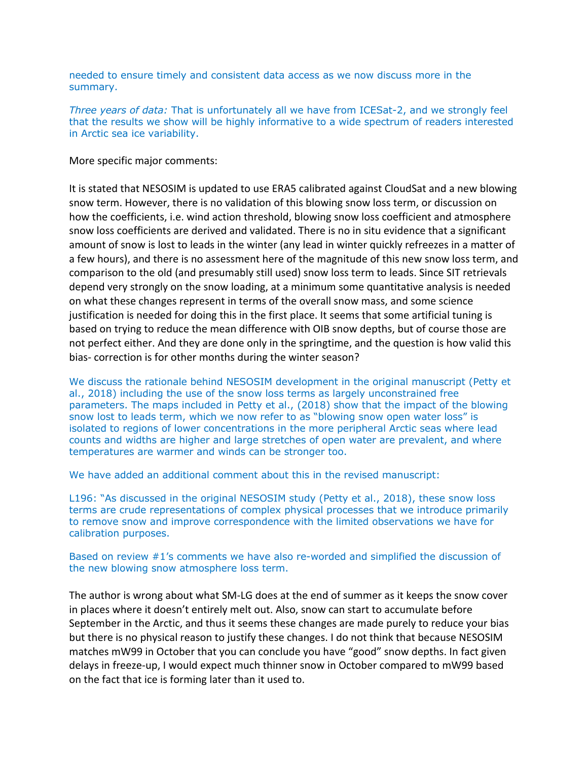needed to ensure timely and consistent data access as we now discuss more in the summary.

*Three years of data:* That is unfortunately all we have from ICESat-2, and we strongly feel that the results we show will be highly informative to a wide spectrum of readers interested in Arctic sea ice variability.

More specific major comments:

It is stated that NESOSIM is updated to use ERA5 calibrated against CloudSat and a new blowing snow term. However, there is no validation of this blowing snow loss term, or discussion on how the coefficients, i.e. wind action threshold, blowing snow loss coefficient and atmosphere snow loss coefficients are derived and validated. There is no in situ evidence that a significant amount of snow is lost to leads in the winter (any lead in winter quickly refreezes in a matter of a few hours), and there is no assessment here of the magnitude of this new snow loss term, and comparison to the old (and presumably still used) snow loss term to leads. Since SIT retrievals depend very strongly on the snow loading, at a minimum some quantitative analysis is needed on what these changes represent in terms of the overall snow mass, and some science justification is needed for doing this in the first place. It seems that some artificial tuning is based on trying to reduce the mean difference with OIB snow depths, but of course those are not perfect either. And they are done only in the springtime, and the question is how valid this bias- correction is for other months during the winter season?

We discuss the rationale behind NESOSIM development in the original manuscript (Petty et al., 2018) including the use of the snow loss terms as largely unconstrained free parameters. The maps included in Petty et al., (2018) show that the impact of the blowing snow lost to leads term, which we now refer to as "blowing snow open water loss" is isolated to regions of lower concentrations in the more peripheral Arctic seas where lead counts and widths are higher and large stretches of open water are prevalent, and where temperatures are warmer and winds can be stronger too.

We have added an additional comment about this in the revised manuscript:

L196: "As discussed in the original NESOSIM study (Petty et al., 2018), these snow loss terms are crude representations of complex physical processes that we introduce primarily to remove snow and improve correspondence with the limited observations we have for calibration purposes.

Based on review #1's comments we have also re-worded and simplified the discussion of the new blowing snow atmosphere loss term.

The author is wrong about what SM-LG does at the end of summer as it keeps the snow cover in places where it doesn't entirely melt out. Also, snow can start to accumulate before September in the Arctic, and thus it seems these changes are made purely to reduce your bias but there is no physical reason to justify these changes. I do not think that because NESOSIM matches mW99 in October that you can conclude you have "good" snow depths. In fact given delays in freeze-up, I would expect much thinner snow in October compared to mW99 based on the fact that ice is forming later than it used to.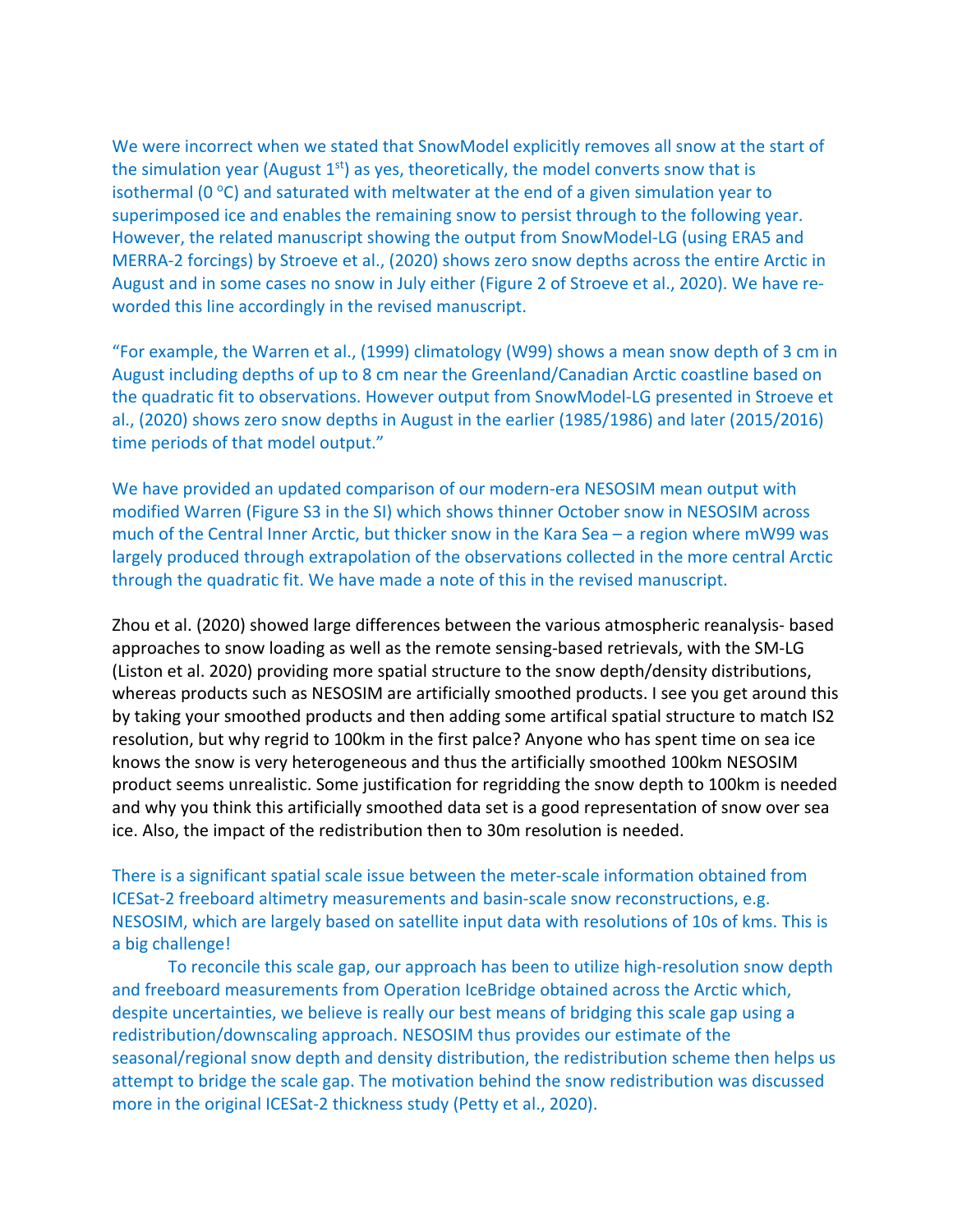We were incorrect when we stated that SnowModel explicitly removes all snow at the start of the simulation year (August 1st) as yes, theoretically, the model converts snow that is isothermal (0 °C) and saturated with meltwater at the end of a given simulation year to superimposed ice and enables the remaining snow to persist through to the following year. However, the related manuscript showing the output from SnowModel-LG (using ERA5 and MERRA-2 forcings) by Stroeve et al., (2020) shows zero snow depths across the entire Arctic in August and in some cases no snow in July either (Figure 2 of Stroeve et al., 2020). We have re-worded this line accordingly in the revised manuscript.

"For example, the Warren et al., (1999) climatology (W99) shows a mean snow depth of 3 cm in August including depths of up to 8 cm near the Greenland/Canadian Arctic coastline based on the quadratic fit to observations. However output from SnowModel-LG presented in Stroeve et al., (2020) shows zero snow depths in August in the earlier (1985/1986) and later (2015/2016) time periods of that model output."

We have provided an updated comparison of our modern-era NESOSIM mean output with modified Warren (Figure S3 in the SI) which shows thinner October snow in NESOSIM across much of the Central Inner Arctic, but thicker snow in the Kara Sea – a region where mW99 was largely produced through extrapolation of the observations collected in the more central Arctic through the quadratic fit. We have made a note of this in the revised manuscript.

Zhou et al. (2020) showed large differences between the various atmospheric reanalysis- based approaches to snow loading as well as the remote sensing-based retrievals, with the SM-LG (Liston et al. 2020) providing more spatial structure to the snow depth/density distributions, whereas products such as NESOSIM are artificially smoothed products. I see you get around this by taking your smoothed products and then adding some artifical spatial structure to match IS2 resolution, but why regrid to 100km in the first palce? Anyone who has spent time on sea ice knows the snow is very heterogeneous and thus the artificially smoothed 100km NESOSIM product seems unrealistic. Some justification for regridding the snow depth to 100km is needed and why you think this artificially smoothed data set is a good representation of snow over sea ice. Also, the impact of the redistribution then to 30m resolution is needed.

There is a significant spatial scale issue between the meter-scale information obtained from ICESat-2 freeboard altimetry measurements and basin-scale snow reconstructions, e.g. NESOSIM, which are largely based on satellite input data with resolutions of 10s of kms. This is a big challenge!

To reconcile this scale gap, our approach has been to utilize high-resolution snow depth and freeboard measurements from Operation IceBridge obtained across the Arctic which, despite uncertainties, we believe is really our best means of bridging this scale gap using a redistribution/downscaling approach. NESOSIM thus provides our estimate of the seasonal/regional snow depth and density distribution, the redistribution scheme then helps us attempt to bridge the scale gap. The motivation behind the snow redistribution was discussed more in the original ICESat-2 thickness study (Petty et al., 2020).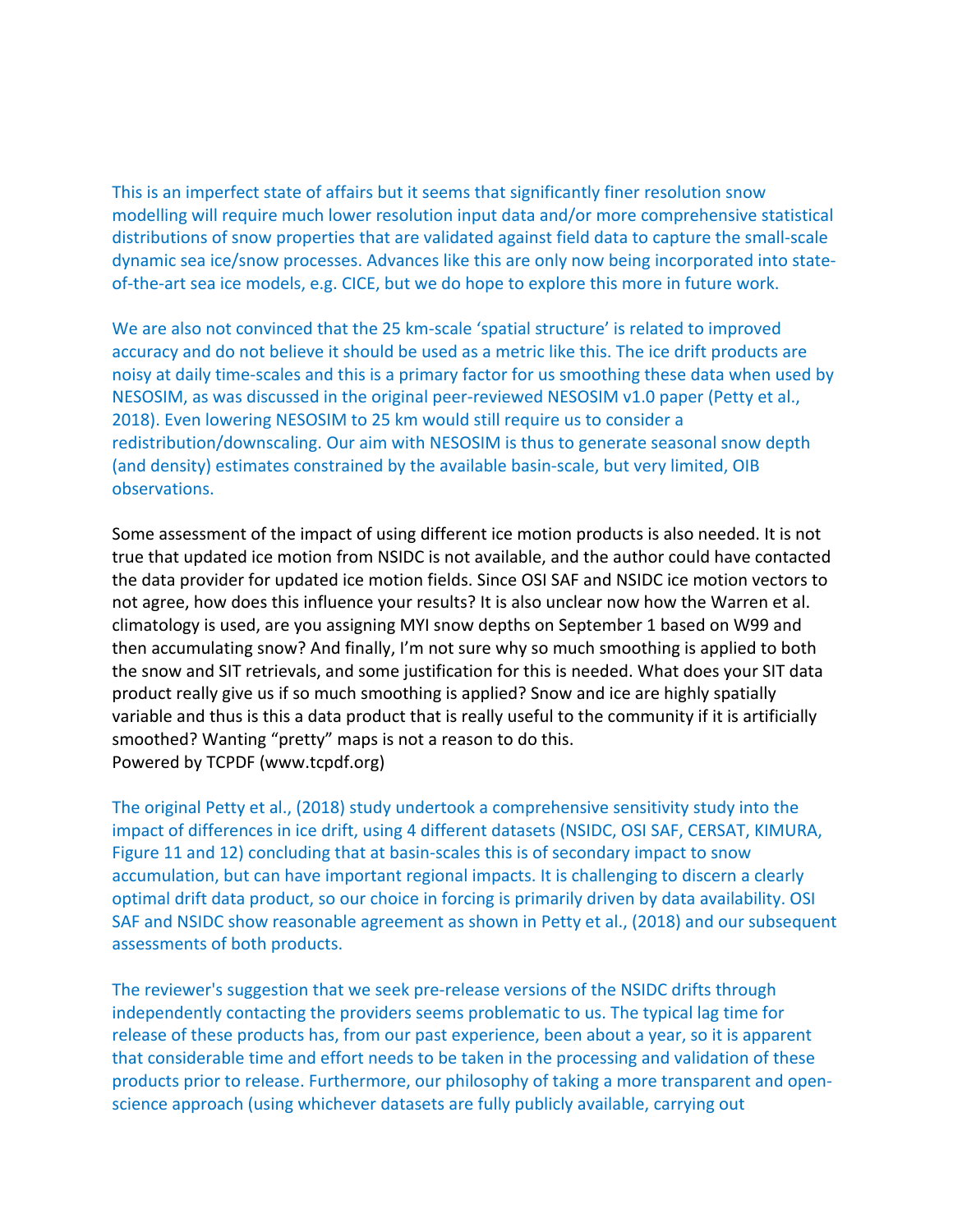This is an imperfect state of affairs but it seems that significantly finer resolution snow modelling will require much lower resolution input data and/or more comprehensive statistical distributions of snow properties that are validated against field data to capture the small-scale dynamic sea ice/snow processes. Advances like this are only now being incorporated into state-of-the-art sea ice models, e.g. CICE, but we do hope to explore this more in future work.

We are also not convinced that the 25 km-scale 'spatial structure' is related to improved accuracy and do not believe it should be used as a metric like this. The ice drift products are noisy at daily time-scales and this is a primary factor for us smoothing these data when used by NESOSIM, as was discussed in the original peer-reviewed NESOSIM v1.0 paper (Petty et al., 2018). Even lowering NESOSIM to 25 km would still require us to consider a redistribution/downscaling. Our aim with NESOSIM is thus to generate seasonal snow depth (and density) estimates constrained by the available basin-scale, but very limited, OIB observations.

Some assessment of the impact of using different ice motion products is also needed. It is not true that updated ice motion from NSIDC is not available, and the author could have contacted the data provider for updated ice motion fields. Since OSI SAF and NSIDC ice motion vectors to not agree, how does this influence your results? It is also unclear now how the Warren et al. climatology is used, are you assigning MYI snow depths on September 1 based on W99 and then accumulating snow? And finally, I'm not sure why so much smoothing is applied to both the snow and SIT retrievals, and some justification for this is needed. What does your SIT data product really give us if so much smoothing is applied? Snow and ice are highly spatially variable and thus is this a data product that is really useful to the community if it is artificially smoothed? Wanting "pretty" maps is not a reason to do this.
Powered by TCPDF (www.tcpdf.org)

The original Petty et al., (2018) study undertook a comprehensive sensitivity study into the impact of differences in ice drift, using 4 different datasets (NSIDC, OSI SAF, CERSAT, KIMURA, Figure 11 and 12) concluding that at basin-scales this is of secondary impact to snow accumulation, but can have important regional impacts. It is challenging to discern a clearly optimal drift data product, so our choice in forcing is primarily driven by data availability. OSI SAF and NSIDC show reasonable agreement as shown in Petty et al., (2018) and our subsequent assessments of both products.

The reviewer's suggestion that we seek pre-release versions of the NSIDC drifts through independently contacting the providers seems problematic to us. The typical lag time for release of these products has, from our past experience, been about a year, so it is apparent that considerable time and effort needs to be taken in the processing and validation of these products prior to release. Furthermore, our philosophy of taking a more transparent and open-science approach (using whichever datasets are fully publicly available, carrying out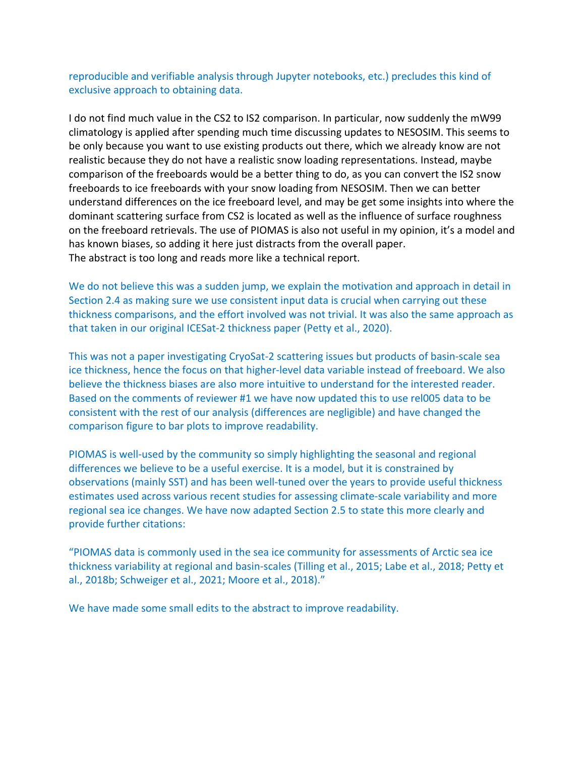reproducible and verifiable analysis through Jupyter notebooks, etc.) precludes this kind of exclusive approach to obtaining data.

I do not find much value in the CS2 to IS2 comparison. In particular, now suddenly the mW99 climatology is applied after spending much time discussing updates to NESOSIM. This seems to be only because you want to use existing products out there, which we already know are not realistic because they do not have a realistic snow loading representations. Instead, maybe comparison of the freeboards would be a better thing to do, as you can convert the IS2 snow freeboards to ice freeboards with your snow loading from NESOSIM. Then we can better understand differences on the ice freeboard level, and may be get some insights into where the dominant scattering surface from CS2 is located as well as the influence of surface roughness on the freeboard retrievals. The use of PIOMAS is also not useful in my opinion, it's a model and has known biases, so adding it here just distracts from the overall paper.
The abstract is too long and reads more like a technical report.

We do not believe this was a sudden jump, we explain the motivation and approach in detail in Section 2.4 as making sure we use consistent input data is crucial when carrying out these thickness comparisons, and the effort involved was not trivial. It was also the same approach as that taken in our original ICESat-2 thickness paper (Petty et al., 2020).

This was not a paper investigating CryoSat-2 scattering issues but products of basin-scale sea ice thickness, hence the focus on that higher-level data variable instead of freeboard. We also believe the thickness biases are also more intuitive to understand for the interested reader. Based on the comments of reviewer #1 we have now updated this to use rel005 data to be consistent with the rest of our analysis (differences are negligible) and have changed the comparison figure to bar plots to improve readability.

PIOMAS is well-used by the community so simply highlighting the seasonal and regional differences we believe to be a useful exercise. It is a model, but it is constrained by observations (mainly SST) and has been well-tuned over the years to provide useful thickness estimates used across various recent studies for assessing climate-scale variability and more regional sea ice changes. We have now adapted Section 2.5 to state this more clearly and provide further citations:

"PIOMAS data is commonly used in the sea ice community for assessments of Arctic sea ice thickness variability at regional and basin-scales (Tilling et al., 2015; Labe et al., 2018; Petty et al., 2018b; Schweiger et al., 2021; Moore et al., 2018)."

We have made some small edits to the abstract to improve readability.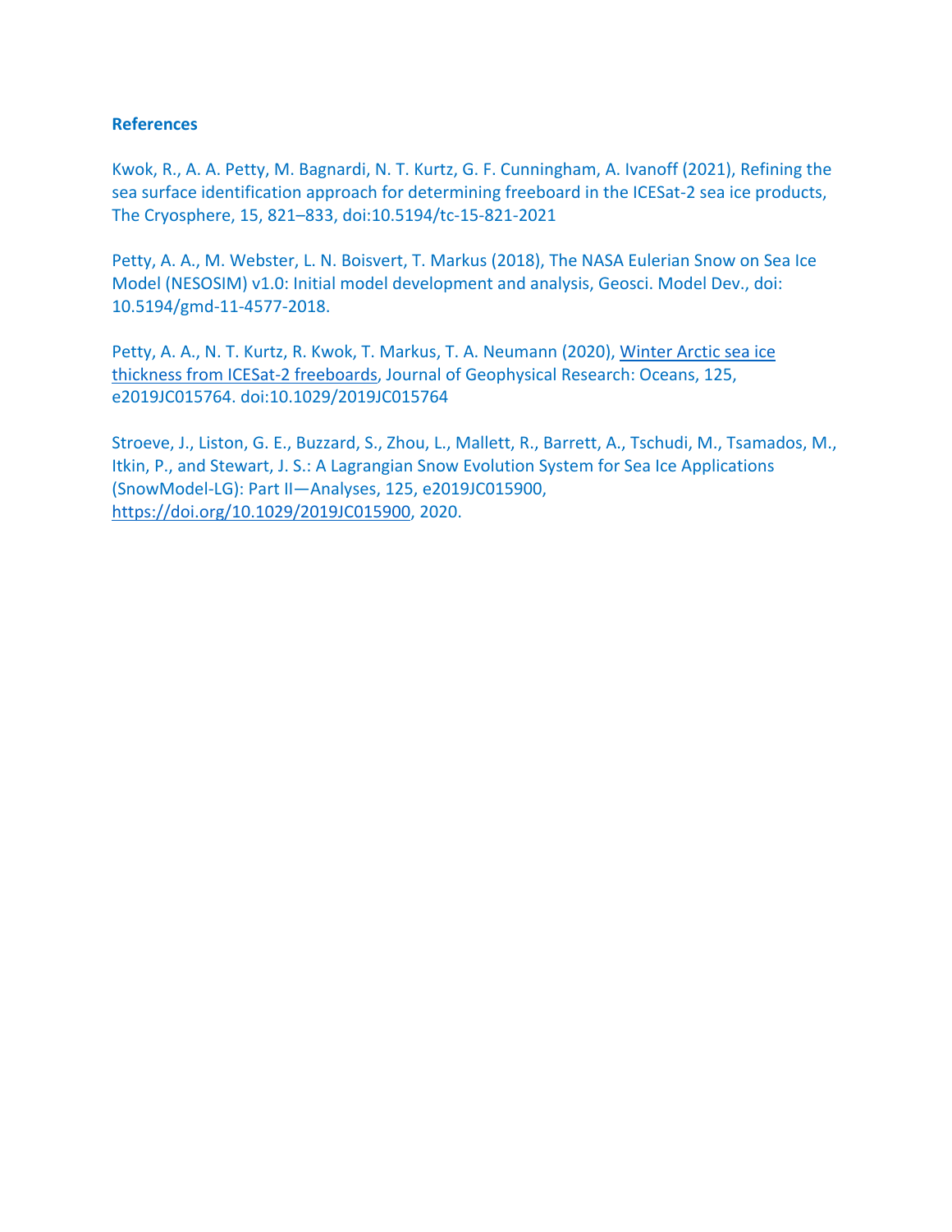**References**

Kwok, R., A. A. Petty, M. Bagnardi, N. T. Kurtz, G. F. Cunningham, A. Ivanoff (2021), Refining the sea surface identification approach for determining freeboard in the ICESat-2 sea ice products, The Cryosphere, 15, 821–833, doi:10.5194/tc-15-821-2021

Petty, A. A., M. Webster, L. N. Boisvert, T. Markus (2018), The NASA Eulerian Snow on Sea Ice Model (NESOSIM) v1.0: Initial model development and analysis, Geosci. Model Dev., doi: 10.5194/gmd-11-4577-2018.

Petty, A. A., N. T. Kurtz, R. Kwok, T. Markus, T. A. Neumann (2020), Winter Arctic sea ice thickness from ICESat-2 freeboards, Journal of Geophysical Research: Oceans, 125, e2019JC015764. doi:10.1029/2019JC015764

Stroeve, J., Liston, G. E., Buzzard, S., Zhou, L., Mallett, R., Barrett, A., Tschudi, M., Tsamados, M., Itkin, P., and Stewart, J. S.: A Lagrangian Snow Evolution System for Sea Ice Applications (SnowModel-LG): Part II—Analyses, 125, e2019JC015900, https://doi.org/10.1029/2019JC015900, 2020.